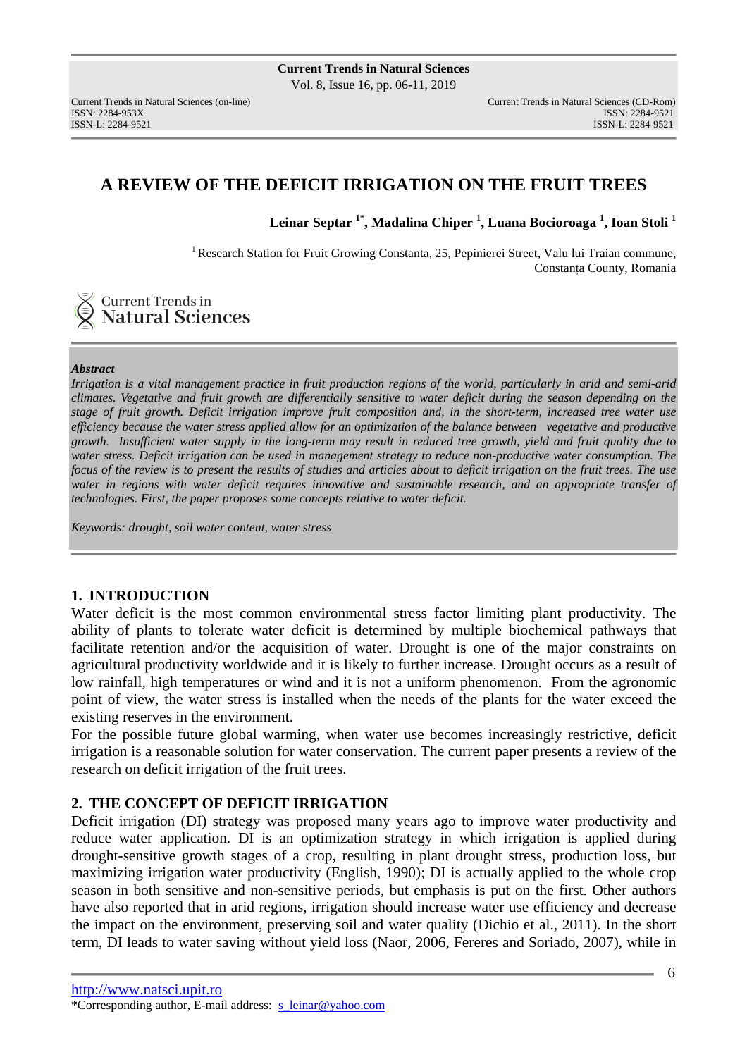# A REVIEW OF THE DEFICIT IRRIGATION ON THE FRUIT TREES

**Leinar Septar [1*], Madalina Chiper [1], Luana Bocioroaga [1], Ioan Stoli [1]**

[1] Research Station for Fruit Growing Constanta, 25, Pepinierei Street, Valu lui Traian commune, Constanța County, Romania

***Abstract***

*Irrigation is a vital management practice in fruit production regions of the world, particularly in arid and semi-arid climates. Vegetative and fruit growth are differentially sensitive to water deficit during the season depending on the stage of fruit growth. Deficit irrigation improve fruit composition and, in the short-term, increased tree water use efficiency because the water stress applied allow for an optimization of the balance between vegetative and productive growth. Insufficient water supply in the long-term may result in reduced tree growth, yield and fruit quality due to water stress. Deficit irrigation can be used in management strategy to reduce non-productive water consumption. The focus of the review is to present the results of studies and articles about to deficit irrigation on the fruit trees. The use water in regions with water deficit requires innovative and sustainable research, and an appropriate transfer of technologies. First, the paper proposes some concepts relative to water deficit.*

*Keywords: drought, soil water content, water stress*

## 1. INTRODUCTION

Water deficit is the most common environmental stress factor limiting plant productivity. The ability of plants to tolerate water deficit is determined by multiple biochemical pathways that facilitate retention and/or the acquisition of water. Drought is one of the major constraints on agricultural productivity worldwide and it is likely to further increase. Drought occurs as a result of low rainfall, high temperatures or wind and it is not a uniform phenomenon. From the agronomic point of view, the water stress is installed when the needs of the plants for the water exceed the existing reserves in the environment.

For the possible future global warming, when water use becomes increasingly restrictive, deficit irrigation is a reasonable solution for water conservation. The current paper presents a review of the research on deficit irrigation of the fruit trees.

## 2. THE CONCEPT OF DEFICIT IRRIGATION

Deficit irrigation (DI) strategy was proposed many years ago to improve water productivity and reduce water application. DI is an optimization strategy in which irrigation is applied during drought-sensitive growth stages of a crop, resulting in plant drought stress, production loss, but maximizing irrigation water productivity (English, 1990); DI is actually applied to the whole crop season in both sensitive and non-sensitive periods, but emphasis is put on the first. Other authors have also reported that in arid regions, irrigation should increase water use efficiency and decrease the impact on the environment, preserving soil and water quality (Dichio et al., 2011). In the short term, DI leads to water saving without yield loss (Naor, 2006, Fereres and Soriado, 2007), while in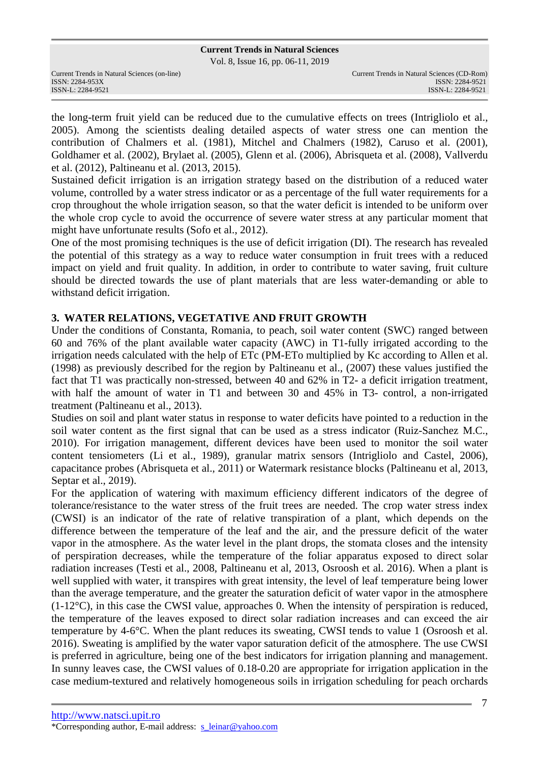the long-term fruit yield can be reduced due to the cumulative effects on trees (Intrigliolo et al., 2005). Among the scientists dealing detailed aspects of water stress one can mention the contribution of Chalmers et al. (1981), Mitchel and Chalmers (1982), Caruso et al. (2001), Goldhamer et al. (2002), Brylaet al. (2005), Glenn et al. (2006), Abrisqueta et al. (2008), Vallverdu et al. (2012), Paltineanu et al. (2013, 2015).

Sustained deficit irrigation is an irrigation strategy based on the distribution of a reduced water volume, controlled by a water stress indicator or as a percentage of the full water requirements for a crop throughout the whole irrigation season, so that the water deficit is intended to be uniform over the whole crop cycle to avoid the occurrence of severe water stress at any particular moment that might have unfortunate results (Sofo et al., 2012).

One of the most promising techniques is the use of deficit irrigation (DI). The research has revealed the potential of this strategy as a way to reduce water consumption in fruit trees with a reduced impact on yield and fruit quality. In addition, in order to contribute to water saving, fruit culture should be directed towards the use of plant materials that are less water-demanding or able to withstand deficit irrigation.

## 3. WATER RELATIONS, VEGETATIVE AND FRUIT GROWTH

Under the conditions of Constanta, Romania, to peach, soil water content (SWC) ranged between 60 and 76% of the plant available water capacity (AWC) in T1-fully irrigated according to the irrigation needs calculated with the help of ETc (PM-ETo multiplied by Kc according to Allen et al. (1998) as previously described for the region by Paltineanu et al., (2007) these values justified the fact that T1 was practically non-stressed, between 40 and 62% in T2- a deficit irrigation treatment, with half the amount of water in T1 and between 30 and 45% in T3- control, a non-irrigated treatment (Paltineanu et al., 2013).

Studies on soil and plant water status in response to water deficits have pointed to a reduction in the soil water content as the first signal that can be used as a stress indicator (Ruiz-Sanchez M.C., 2010). For irrigation management, different devices have been used to monitor the soil water content tensiometers (Li et al., 1989), granular matrix sensors (Intrigliolo and Castel, 2006), capacitance probes (Abrisqueta et al., 2011) or Watermark resistance blocks (Paltineanu et al, 2013, Septar et al., 2019).

For the application of watering with maximum efficiency different indicators of the degree of tolerance/resistance to the water stress of the fruit trees are needed. The crop water stress index (CWSI) is an indicator of the rate of relative transpiration of a plant, which depends on the difference between the temperature of the leaf and the air, and the pressure deficit of the water vapor in the atmosphere. As the water level in the plant drops, the stomata closes and the intensity of perspiration decreases, while the temperature of the foliar apparatus exposed to direct solar radiation increases (Testi et al., 2008, Paltineanu et al, 2013, Osroosh et al. 2016). When a plant is well supplied with water, it transpires with great intensity, the level of leaf temperature being lower than the average temperature, and the greater the saturation deficit of water vapor in the atmosphere (1-12°C), in this case the CWSI value, approaches 0. When the intensity of perspiration is reduced, the temperature of the leaves exposed to direct solar radiation increases and can exceed the air temperature by 4-6°C. When the plant reduces its sweating, CWSI tends to value 1 (Osroosh et al. 2016). Sweating is amplified by the water vapor saturation deficit of the atmosphere. The use CWSI is preferred in agriculture, being one of the best indicators for irrigation planning and management. In sunny leaves case, the CWSI values of 0.18-0.20 are appropriate for irrigation application in the case medium-textured and relatively homogeneous soils in irrigation scheduling for peach orchards

http://www.natsci.upit.ro

*Corresponding author, E-mail address: s_leinar@yahoo.com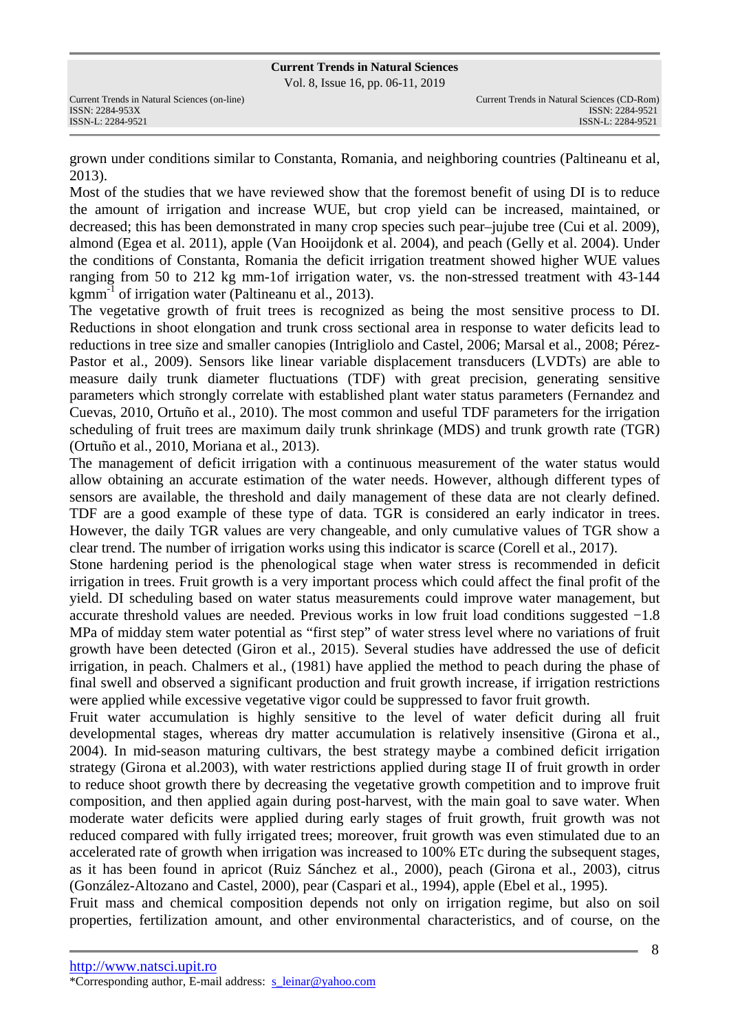grown under conditions similar to Constanta, Romania, and neighboring countries (Paltineanu et al, 2013).

Most of the studies that we have reviewed show that the foremost benefit of using DI is to reduce the amount of irrigation and increase WUE, but crop yield can be increased, maintained, or decreased; this has been demonstrated in many crop species such pear–jujube tree (Cui et al. 2009), almond (Egea et al. 2011), apple (Van Hooijdonk et al. 2004), and peach (Gelly et al. 2004). Under the conditions of Constanta, Romania the deficit irrigation treatment showed higher WUE values ranging from 50 to 212 kg mm-1of irrigation water, vs. the non-stressed treatment with 43-144 kgmm$^{-1}$ of irrigation water (Paltineanu et al., 2013).

The vegetative growth of fruit trees is recognized as being the most sensitive process to DI. Reductions in shoot elongation and trunk cross sectional area in response to water deficits lead to reductions in tree size and smaller canopies (Intrigliolo and Castel, 2006; Marsal et al., 2008; Pérez-Pastor et al., 2009). Sensors like linear variable displacement transducers (LVDTs) are able to measure daily trunk diameter fluctuations (TDF) with great precision, generating sensitive parameters which strongly correlate with established plant water status parameters (Fernandez and Cuevas, 2010, Ortuño et al., 2010). The most common and useful TDF parameters for the irrigation scheduling of fruit trees are maximum daily trunk shrinkage (MDS) and trunk growth rate (TGR) (Ortuño et al., 2010, Moriana et al., 2013).

The management of deficit irrigation with a continuous measurement of the water status would allow obtaining an accurate estimation of the water needs. However, although different types of sensors are available, the threshold and daily management of these data are not clearly defined. TDF are a good example of these type of data. TGR is considered an early indicator in trees. However, the daily TGR values are very changeable, and only cumulative values of TGR show a clear trend. The number of irrigation works using this indicator is scarce (Corell et al., 2017).

Stone hardening period is the phenological stage when water stress is recommended in deficit irrigation in trees. Fruit growth is a very important process which could affect the final profit of the yield. DI scheduling based on water status measurements could improve water management, but accurate threshold values are needed. Previous works in low fruit load conditions suggested −1.8 MPa of midday stem water potential as "first step" of water stress level where no variations of fruit growth have been detected (Giron et al., 2015). Several studies have addressed the use of deficit irrigation, in peach. Chalmers et al., (1981) have applied the method to peach during the phase of final swell and observed a significant production and fruit growth increase, if irrigation restrictions were applied while excessive vegetative vigor could be suppressed to favor fruit growth.

Fruit water accumulation is highly sensitive to the level of water deficit during all fruit developmental stages, whereas dry matter accumulation is relatively insensitive (Girona et al., 2004). In mid-season maturing cultivars, the best strategy maybe a combined deficit irrigation strategy (Girona et al.2003), with water restrictions applied during stage II of fruit growth in order to reduce shoot growth there by decreasing the vegetative growth competition and to improve fruit composition, and then applied again during post-harvest, with the main goal to save water. When moderate water deficits were applied during early stages of fruit growth, fruit growth was not reduced compared with fully irrigated trees; moreover, fruit growth was even stimulated due to an accelerated rate of growth when irrigation was increased to 100% ETc during the subsequent stages, as it has been found in apricot (Ruiz Sánchez et al., 2000), peach (Girona et al., 2003), citrus (González-Altozano and Castel, 2000), pear (Caspari et al., 1994), apple (Ebel et al., 1995).

Fruit mass and chemical composition depends not only on irrigation regime, but also on soil properties, fertilization amount, and other environmental characteristics, and of course, on the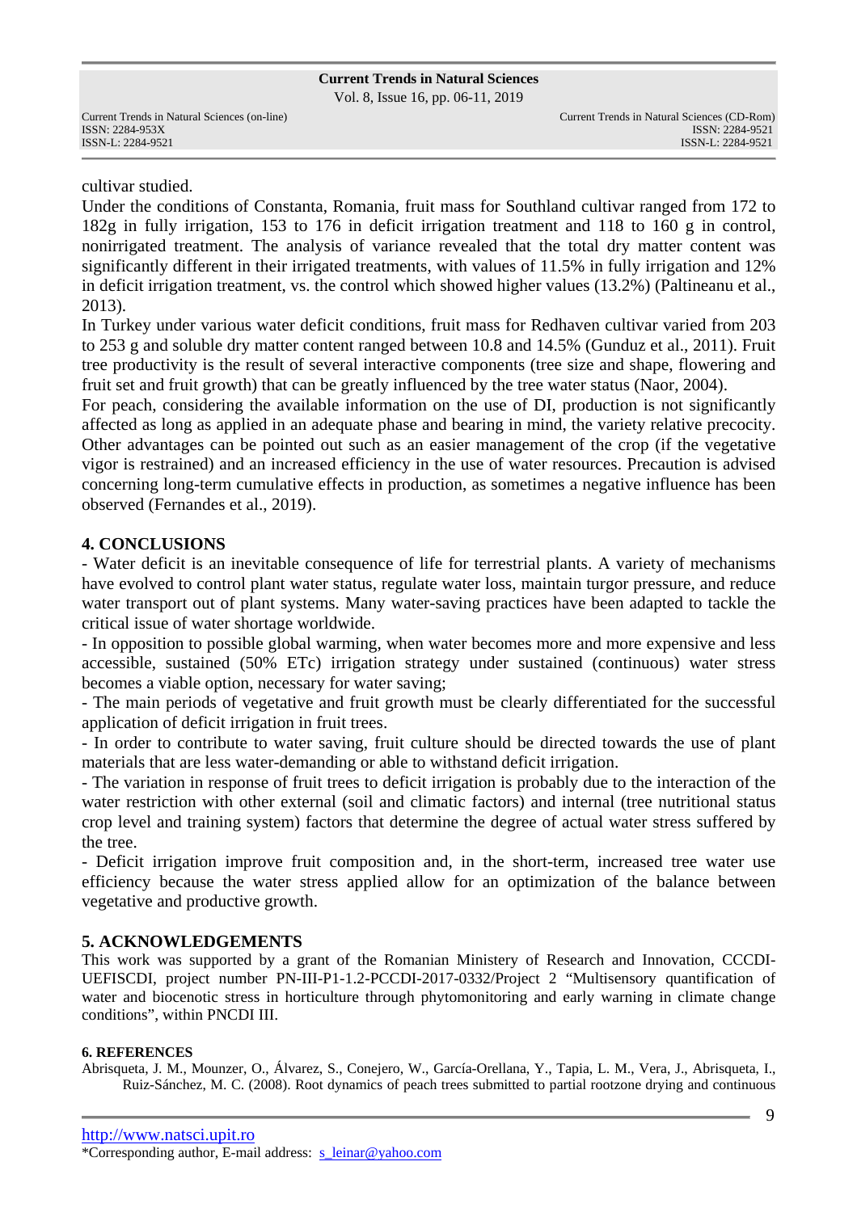cultivar studied.

Under the conditions of Constanta, Romania, fruit mass for Southland cultivar ranged from 172 to 182g in fully irrigation, 153 to 176 in deficit irrigation treatment and 118 to 160 g in control, nonirrigated treatment. The analysis of variance revealed that the total dry matter content was significantly different in their irrigated treatments, with values of 11.5% in fully irrigation and 12% in deficit irrigation treatment, vs. the control which showed higher values (13.2%) (Paltineanu et al., 2013).

In Turkey under various water deficit conditions, fruit mass for Redhaven cultivar varied from 203 to 253 g and soluble dry matter content ranged between 10.8 and 14.5% (Gunduz et al., 2011). Fruit tree productivity is the result of several interactive components (tree size and shape, flowering and fruit set and fruit growth) that can be greatly influenced by the tree water status (Naor, 2004).

For peach, considering the available information on the use of DI, production is not significantly affected as long as applied in an adequate phase and bearing in mind, the variety relative precocity. Other advantages can be pointed out such as an easier management of the crop (if the vegetative vigor is restrained) and an increased efficiency in the use of water resources. Precaution is advised concerning long-term cumulative effects in production, as sometimes a negative influence has been observed (Fernandes et al., 2019).

## 4. CONCLUSIONS

- Water deficit is an inevitable consequence of life for terrestrial plants. A variety of mechanisms have evolved to control plant water status, regulate water loss, maintain turgor pressure, and reduce water transport out of plant systems. Many water-saving practices have been adapted to tackle the critical issue of water shortage worldwide.
- In opposition to possible global warming, when water becomes more and more expensive and less accessible, sustained (50% ETc) irrigation strategy under sustained (continuous) water stress becomes a viable option, necessary for water saving;
- The main periods of vegetative and fruit growth must be clearly differentiated for the successful application of deficit irrigation in fruit trees.
- In order to contribute to water saving, fruit culture should be directed towards the use of plant materials that are less water-demanding or able to withstand deficit irrigation.
- The variation in response of fruit trees to deficit irrigation is probably due to the interaction of the water restriction with other external (soil and climatic factors) and internal (tree nutritional status crop level and training system) factors that determine the degree of actual water stress suffered by the tree.
- Deficit irrigation improve fruit composition and, in the short-term, increased tree water use efficiency because the water stress applied allow for an optimization of the balance between vegetative and productive growth.

## 5. ACKNOWLEDGEMENTS

This work was supported by a grant of the Romanian Ministery of Research and Innovation, CCCDI-UEFISCDI, project number PN-III-P1-1.2-PCCDI-2017-0332/Project 2 "Multisensory quantification of water and biocenotic stress in horticulture through phytomonitoring and early warning in climate change conditions", within PNCDI III.

### 6. REFERENCES

Abrisqueta, J. M., Mounzer, O., Álvarez, S., Conejero, W., García-Orellana, Y., Tapia, L. M., Vera, J., Abrisqueta, I., Ruiz-Sánchez, M. C. (2008). Root dynamics of peach trees submitted to partial rootzone drying and continuous

http://www.natsci.upit.ro

*Corresponding author, E-mail address: s_leinar@yahoo.com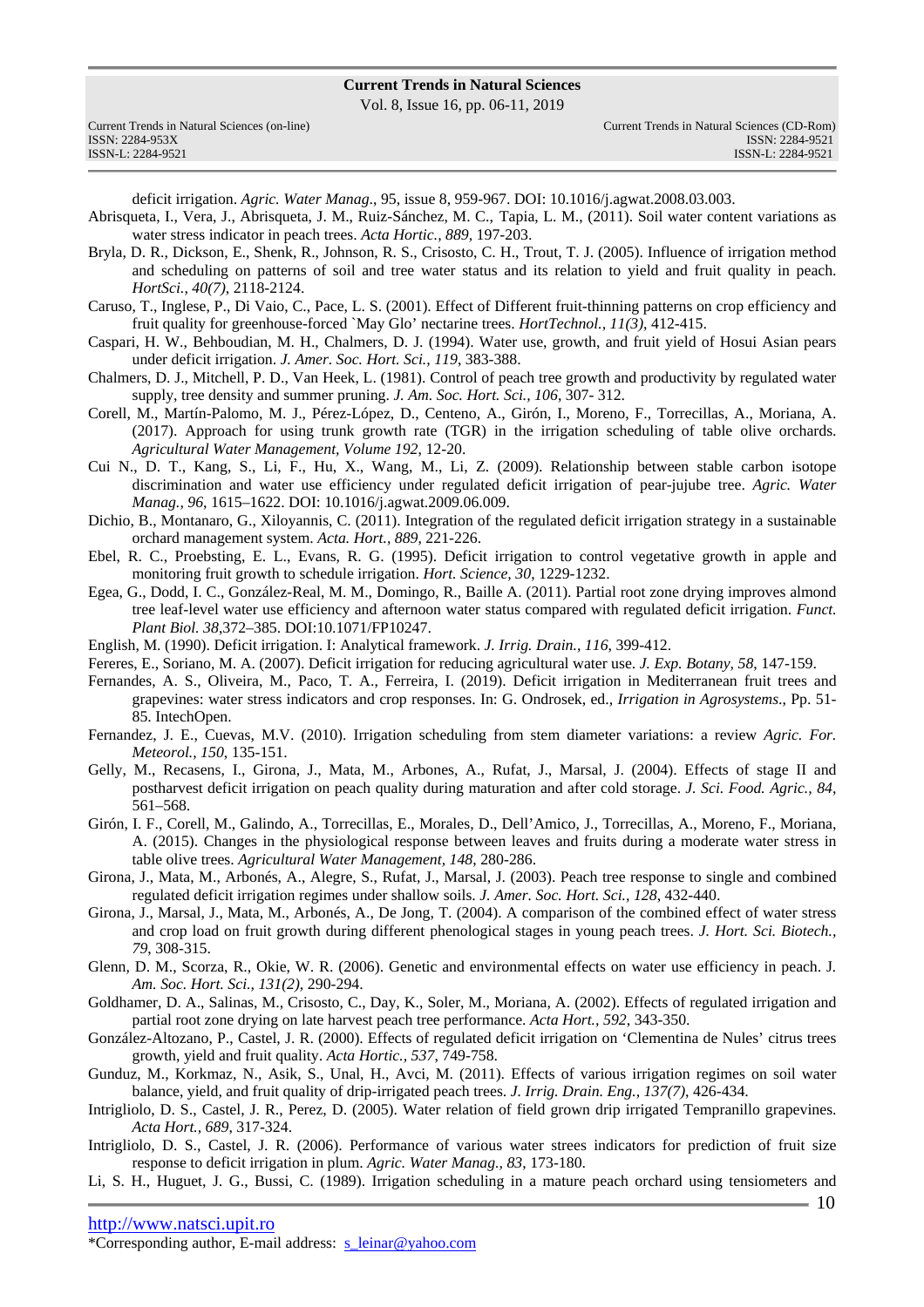deficit irrigation. *Agric. Water Manag*., 95, issue 8, 959-967. DOI: 10.1016/j.agwat.2008.03.003.

Abrisqueta, I., Vera, J., Abrisqueta, J. M., Ruiz-Sánchez, M. C., Tapia, L. M., (2011). Soil water content variations as water stress indicator in peach trees. *Acta Hortic., 889*, 197-203.

Bryla, D. R., Dickson, E., Shenk, R., Johnson, R. S., Crisosto, C. H., Trout, T. J. (2005). Influence of irrigation method and scheduling on patterns of soil and tree water status and its relation to yield and fruit quality in peach. *HortSci., 40(7)*, 2118-2124.

Caruso, T., Inglese, P., Di Vaio, C., Pace, L. S. (2001). Effect of Different fruit-thinning patterns on crop efficiency and fruit quality for greenhouse-forced `May Glo' nectarine trees. *HortTechnol., 11(3)*, 412-415.

Caspari, H. W., Behboudian, M. H., Chalmers, D. J. (1994). Water use, growth, and fruit yield of Hosui Asian pears under deficit irrigation. *J. Amer. Soc. Hort. Sci., 119*, 383-388.

Chalmers, D. J., Mitchell, P. D., Van Heek, L. (1981). Control of peach tree growth and productivity by regulated water supply, tree density and summer pruning. *J. Am. Soc. Hort. Sci., 106*, 307- 312.

Corell, M., Martín-Palomo, M. J., Pérez-López, D., Centeno, A., Girón, I., Moreno, F., Torrecillas, A., Moriana, A. (2017). Approach for using trunk growth rate (TGR) in the irrigation scheduling of table olive orchards. *Agricultural Water Management, Volume 192*, 12-20.

Cui N., D. T., Kang, S., Li, F., Hu, X., Wang, M., Li, Z. (2009). Relationship between stable carbon isotope discrimination and water use efficiency under regulated deficit irrigation of pear-jujube tree. *Agric. Water Manag., 96*, 1615–1622. DOI: 10.1016/j.agwat.2009.06.009.

Dichio, B., Montanaro, G., Xiloyannis, C. (2011). Integration of the regulated deficit irrigation strategy in a sustainable orchard management system. *Acta. Hort., 889*, 221-226.

Ebel, R. C., Proebsting, E. L., Evans, R. G. (1995). Deficit irrigation to control vegetative growth in apple and monitoring fruit growth to schedule irrigation. *Hort. Science, 30*, 1229-1232.

Egea, G., Dodd, I. C., González-Real, M. M., Domingo, R., Baille A. (2011). Partial root zone drying improves almond tree leaf-level water use efficiency and afternoon water status compared with regulated deficit irrigation. *Funct. Plant Biol. 38*,372–385. DOI:10.1071/FP10247.

English, M. (1990). Deficit irrigation. I: Analytical framework. *J. Irrig. Drain., 116*, 399-412.

Fereres, E., Soriano, M. A. (2007). Deficit irrigation for reducing agricultural water use. *J. Exp. Botany, 58*, 147-159.

Fernandes, A. S., Oliveira, M., Paco, T. A., Ferreira, I. (2019). Deficit irrigation in Mediterranean fruit trees and grapevines: water stress indicators and crop responses. In: G. Ondrosek, ed., *Irrigation in Agrosystems.*, Pp. 51-85. IntechOpen.

Fernandez, J. E., Cuevas, M.V. (2010). Irrigation scheduling from stem diameter variations: a review *Agric. For. Meteorol., 150*, 135-151.

Gelly, M., Recasens, I., Girona, J., Mata, M., Arbones, A., Rufat, J., Marsal, J. (2004). Effects of stage II and postharvest deficit irrigation on peach quality during maturation and after cold storage. *J. Sci. Food. Agric., 84*, 561–568.

Girón, I. F., Corell, M., Galindo, A., Torrecillas, E., Morales, D., Dell'Amico, J., Torrecillas, A., Moreno, F., Moriana, A. (2015). Changes in the physiological response between leaves and fruits during a moderate water stress in table olive trees. *Agricultural Water Management, 148*, 280-286.

Girona, J., Mata, M., Arbonés, A., Alegre, S., Rufat, J., Marsal, J. (2003). Peach tree response to single and combined regulated deficit irrigation regimes under shallow soils. *J. Amer. Soc. Hort. Sci., 128*, 432-440.

Girona, J., Marsal, J., Mata, M., Arbonés, A., De Jong, T. (2004). A comparison of the combined effect of water stress and crop load on fruit growth during different phenological stages in young peach trees. *J. Hort. Sci. Biotech., 79*, 308-315.

Glenn, D. M., Scorza, R., Okie, W. R. (2006). Genetic and environmental effects on water use efficiency in peach. J. *Am. Soc. Hort. Sci., 131(2)*, 290-294.

Goldhamer, D. A., Salinas, M., Crisoto, C., Day, K., Soler, M., Moriana, A. (2002). Effects of regulated irrigation and partial root zone drying on late harvest peach tree performance. *Acta Hort., 592*, 343-350.

González-Altozano, P., Castel, J. R. (2000). Effects of regulated deficit irrigation on 'Clementina de Nules' citrus trees growth, yield and fruit quality. *Acta Hortic., 537*, 749-758.

Gunduz, M., Korkmaz, N., Asik, S., Unal, H., Avci, M. (2011). Effects of various irrigation regimes on soil water balance, yield, and fruit quality of drip-irrigated peach trees. *J. Irrig. Drain. Eng., 137(7)*, 426-434.

Intrigliolo, D. S., Castel, J. R., Perez, D. (2005). Water relation of field grown drip irrigated Tempranillo grapevines. *Acta Hort., 689*, 317-324.

Intrigliolo, D. S., Castel, J. R. (2006). Performance of various water strees indicators for prediction of fruit size response to deficit irrigation in plum. *Agric. Water Manag., 83*, 173-180.

Li, S. H., Huguet, J. G., Bussi, C. (1989). Irrigation scheduling in a mature peach orchard using tensiometers and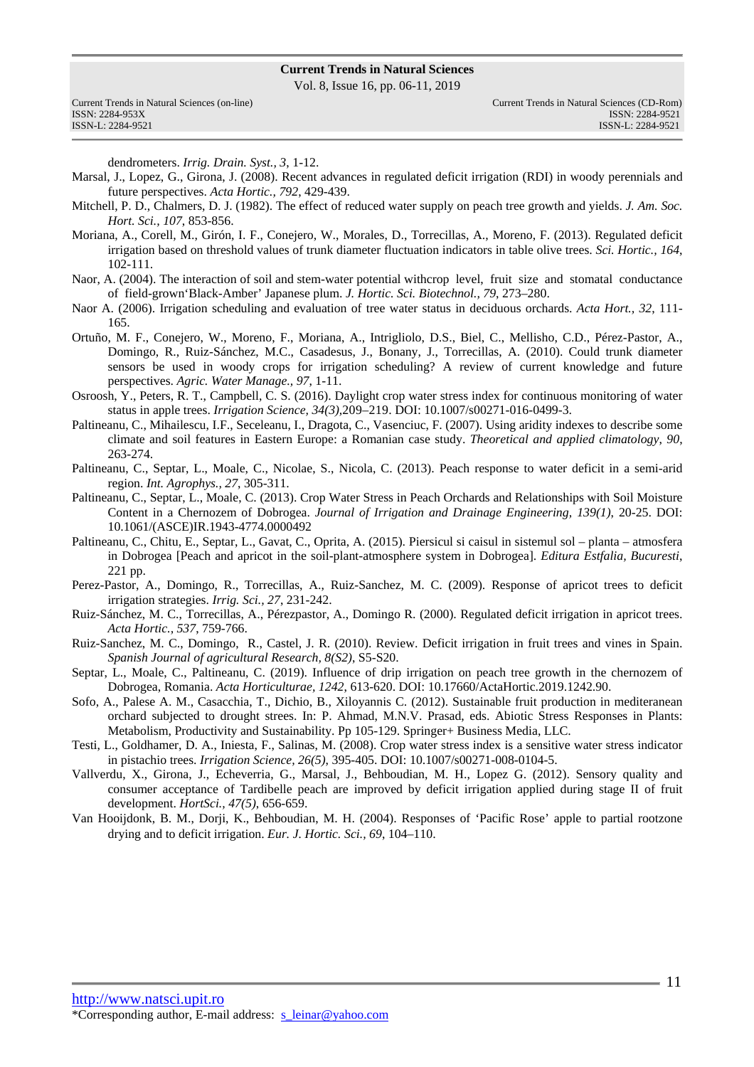dendrometers. *Irrig. Drain. Syst., 3*, 1-12.

Marsal, J., Lopez, G., Girona, J. (2008). Recent advances in regulated deficit irrigation (RDI) in woody perennials and future perspectives. *Acta Hortic., 792*, 429-439.

Mitchell, P. D., Chalmers, D. J. (1982). The effect of reduced water supply on peach tree growth and yields. *J. Am. Soc. Hort. Sci., 107*, 853-856.

Moriana, A., Corell, M., Girón, I. F., Conejero, W., Morales, D., Torrecillas, A., Moreno, F. (2013). Regulated deficit irrigation based on threshold values of trunk diameter fluctuation indicators in table olive trees. *Sci. Hortic., 164*, 102-111.

Naor, A. (2004). The interaction of soil and stem-water potential withcrop level, fruit size and stomatal conductance of field-grown'Black-Amber' Japanese plum. *J. Hortic. Sci. Biotechnol., 79*, 273–280.

Naor A. (2006). Irrigation scheduling and evaluation of tree water status in deciduous orchards. *Acta Hort., 32*, 111-165.

Ortuño, M. F., Conejero, W., Moreno, F., Moriana, A., Intrigliolo, D.S., Biel, C., Mellisho, C.D., Pérez-Pastor, A., Domingo, R., Ruiz-Sánchez, M.C., Casadesus, J., Bonany, J., Torrecillas, A. (2010). Could trunk diameter sensors be used in woody crops for irrigation scheduling? A review of current knowledge and future perspectives. *Agric. Water Manage., 97*, 1-11.

Osroosh, Y., Peters, R. T., Campbell, C. S. (2016). Daylight crop water stress index for continuous monitoring of water status in apple trees. *Irrigation Science, 34(3)*,209–219. DOI: 10.1007/s00271-016-0499-3.

Paltineanu, C., Mihailescu, I.F., Seceleanu, I., Dragota, C., Vasenciuc, F. (2007). Using aridity indexes to describe some climate and soil features in Eastern Europe: a Romanian case study. *Theoretical and applied climatology, 90*, 263-274.

Paltineanu, C., Septar, L., Moale, C., Nicolae, S., Nicola, C. (2013). Peach response to water deficit in a semi-arid region. *Int. Agrophys., 27*, 305-311.

Paltineanu, C., Septar, L., Moale, C. (2013). Crop Water Stress in Peach Orchards and Relationships with Soil Moisture Content in a Chernozem of Dobrogea. *Journal of Irrigation and Drainage Engineering, 139(1)*, 20-25. DOI: 10.1061/(ASCE)IR.1943-4774.0000492

Paltineanu, C., Chitu, E., Septar, L., Gavat, C., Oprita, A. (2015). Piersicul si caisul in sistemul sol – planta – atmosfera in Dobrogea [Peach and apricot in the soil-plant-atmosphere system in Dobrogea]. *Editura Estfalia, Bucuresti*, 221 pp.

Perez-Pastor, A., Domingo, R., Torrecillas, A., Ruiz-Sanchez, M. C. (2009). Response of apricot trees to deficit irrigation strategies. *Irrig. Sci., 27*, 231-242.

Ruiz-Sánchez, M. C., Torrecillas, A., Pérezpastor, A., Domingo R. (2000). Regulated deficit irrigation in apricot trees. *Acta Hortic., 537*, 759-766.

Ruiz-Sanchez, M. C., Domingo, R., Castel, J. R. (2010). Review. Deficit irrigation in fruit trees and vines in Spain. *Spanish Journal of agricultural Research, 8(S2)*, S5-S20.

Septar, L., Moale, C., Paltineanu, C. (2019). Influence of drip irrigation on peach tree growth in the chernozem of Dobrogea, Romania. *Acta Horticulturae, 1242*, 613-620. DOI: 10.17660/ActaHortic.2019.1242.90.

Sofo, A., Palese A. M., Casacchia, T., Dichio, B., Xiloyannis C. (2012). Sustainable fruit production in mediteranean orchard subjected to drought stress. In: P. Ahmad, M.N.V. Prasad, eds. Abiotic Stress Responses in Plants: Metabolism, Productivity and Sustainability. Pp 105-129. Springer+ Business Media, LLC.

Testi, L., Goldhamer, D. A., Iniesta, F., Salinas, M. (2008). Crop water stress index is a sensitive water stress indicator in pistachio trees. *Irrigation Science, 26(5)*, 395-405. DOI: 10.1007/s00271-008-0104-5.

Vallverdu, X., Girona, J., Echeverria, G., Marsal, J., Behboudian, M. H., Lopez G. (2012). Sensory quality and consumer acceptance of Tardibelle peach are improved by deficit irrigation applied during stage II of fruit development. *HortSci., 47(5)*, 656-659.

Van Hooijdonk, B. M., Dorji, K., Behboudian, M. H. (2004). Responses of 'Pacific Rose' apple to partial rootzone drying and to deficit irrigation. *Eur. J. Hortic. Sci., 69*, 104–110.

http://www.natsci.upit.ro

*Corresponding author, E-mail address: s_leinar@yahoo.com